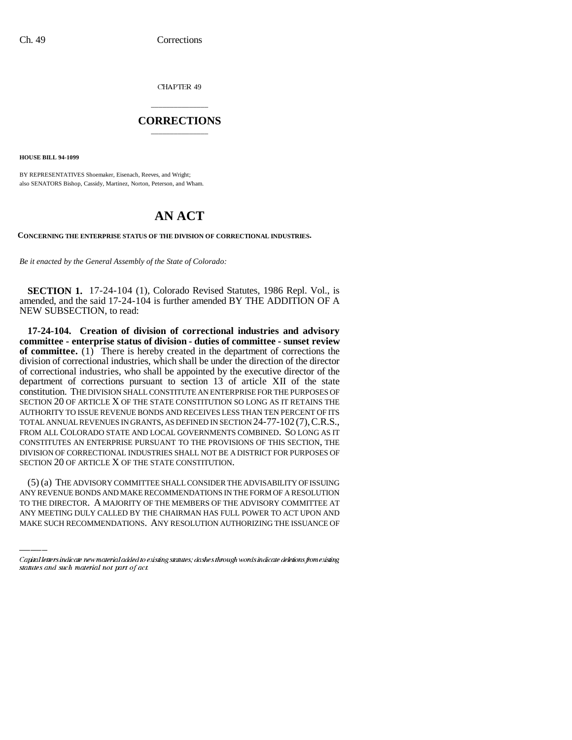CHAPTER 49

# CORRECTIONS

**HOUSE BILL 94-1099**

BY REPRESENTATIVES Shoemaker, Eisenach, Reeves, and Wright;
also SENATORS Bishop, Cassidy, Martinez, Norton, Peterson, and Wham.

# AN ACT

**CONCERNING THE ENTERPRISE STATUS OF THE DIVISION OF CORRECTIONAL INDUSTRIES.**

*Be it enacted by the General Assembly of the State of Colorado:*

**SECTION 1.** 17-24-104 (1), Colorado Revised Statutes, 1986 Repl. Vol., is amended, and the said 17-24-104 is further amended BY THE ADDITION OF A NEW SUBSECTION, to read:

**17-24-104. Creation of division of correctional industries and advisory committee - enterprise status of division - duties of committee - sunset review of committee.** (1) There is hereby created in the department of corrections the division of correctional industries, which shall be under the direction of the director of correctional industries, who shall be appointed by the executive director of the department of corrections pursuant to section 13 of article XII of the state constitution. THE DIVISION SHALL CONSTITUTE AN ENTERPRISE FOR THE PURPOSES OF SECTION 20 OF ARTICLE X OF THE STATE CONSTITUTION SO LONG AS IT RETAINS THE AUTHORITY TO ISSUE REVENUE BONDS AND RECEIVES LESS THAN TEN PERCENT OF ITS TOTAL ANNUAL REVENUES IN GRANTS, AS DEFINED IN SECTION 24-77-102 (7), C.R.S., FROM ALL COLORADO STATE AND LOCAL GOVERNMENTS COMBINED. SO LONG AS IT CONSTITUTES AN ENTERPRISE PURSUANT TO THE PROVISIONS OF THIS SECTION, THE DIVISION OF CORRECTIONAL INDUSTRIES SHALL NOT BE A DISTRICT FOR PURPOSES OF SECTION 20 OF ARTICLE X OF THE STATE CONSTITUTION.

(5) (a) THE ADVISORY COMMITTEE SHALL CONSIDER THE ADVISABILITY OF ISSUING ANY REVENUE BONDS AND MAKE RECOMMENDATIONS IN THE FORM OF A RESOLUTION TO THE DIRECTOR. A MAJORITY OF THE MEMBERS OF THE ADVISORY COMMITTEE AT ANY MEETING DULY CALLED BY THE CHAIRMAN HAS FULL POWER TO ACT UPON AND MAKE SUCH RECOMMENDATIONS. ANY RESOLUTION AUTHORIZING THE ISSUANCE OF

*Capital letters indicate new material added to existing statutes; dashes through words indicate deletions from existing statutes and such material not part of act.*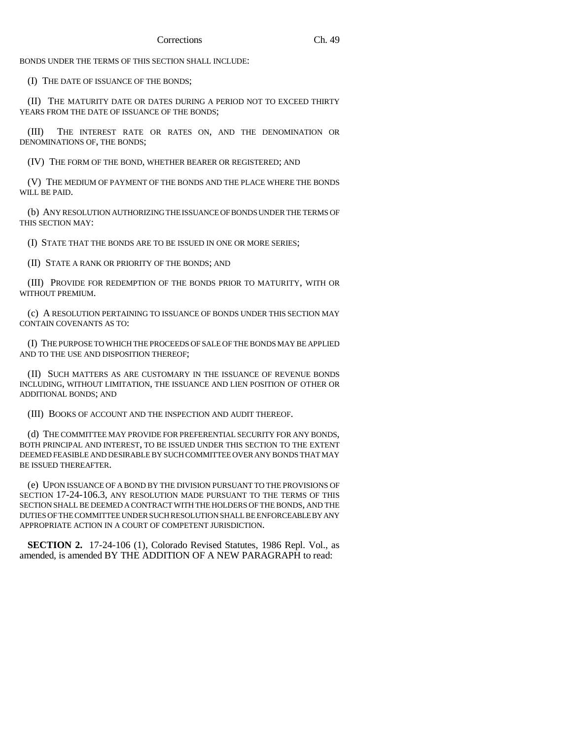BONDS UNDER THE TERMS OF THIS SECTION SHALL INCLUDE:

(I) THE DATE OF ISSUANCE OF THE BONDS;

(II) THE MATURITY DATE OR DATES DURING A PERIOD NOT TO EXCEED THIRTY YEARS FROM THE DATE OF ISSUANCE OF THE BONDS;

(III) THE INTEREST RATE OR RATES ON, AND THE DENOMINATION OR DENOMINATIONS OF, THE BONDS;

(IV) THE FORM OF THE BOND, WHETHER BEARER OR REGISTERED; AND

(V) THE MEDIUM OF PAYMENT OF THE BONDS AND THE PLACE WHERE THE BONDS WILL BE PAID.

(b) ANY RESOLUTION AUTHORIZING THE ISSUANCE OF BONDS UNDER THE TERMS OF THIS SECTION MAY:

(I) STATE THAT THE BONDS ARE TO BE ISSUED IN ONE OR MORE SERIES;

(II) STATE A RANK OR PRIORITY OF THE BONDS; AND

(III) PROVIDE FOR REDEMPTION OF THE BONDS PRIOR TO MATURITY, WITH OR WITHOUT PREMIUM.

(c) A RESOLUTION PERTAINING TO ISSUANCE OF BONDS UNDER THIS SECTION MAY CONTAIN COVENANTS AS TO:

(I) THE PURPOSE TO WHICH THE PROCEEDS OF SALE OF THE BONDS MAY BE APPLIED AND TO THE USE AND DISPOSITION THEREOF;

(II) SUCH MATTERS AS ARE CUSTOMARY IN THE ISSUANCE OF REVENUE BONDS INCLUDING, WITHOUT LIMITATION, THE ISSUANCE AND LIEN POSITION OF OTHER OR ADDITIONAL BONDS; AND

(III) BOOKS OF ACCOUNT AND THE INSPECTION AND AUDIT THEREOF.

(d) THE COMMITTEE MAY PROVIDE FOR PREFERENTIAL SECURITY FOR ANY BONDS, BOTH PRINCIPAL AND INTEREST, TO BE ISSUED UNDER THIS SECTION TO THE EXTENT DEEMED FEASIBLE AND DESIRABLE BY SUCH COMMITTEE OVER ANY BONDS THAT MAY BE ISSUED THEREAFTER.

(e) UPON ISSUANCE OF A BOND BY THE DIVISION PURSUANT TO THE PROVISIONS OF SECTION 17-24-106.3, ANY RESOLUTION MADE PURSUANT TO THE TERMS OF THIS SECTION SHALL BE DEEMED A CONTRACT WITH THE HOLDERS OF THE BONDS, AND THE DUTIES OF THE COMMITTEE UNDER SUCH RESOLUTION SHALL BE ENFORCEABLE BY ANY APPROPRIATE ACTION IN A COURT OF COMPETENT JURISDICTION.

**SECTION 2.** 17-24-106 (1), Colorado Revised Statutes, 1986 Repl. Vol., as amended, is amended BY THE ADDITION OF A NEW PARAGRAPH to read: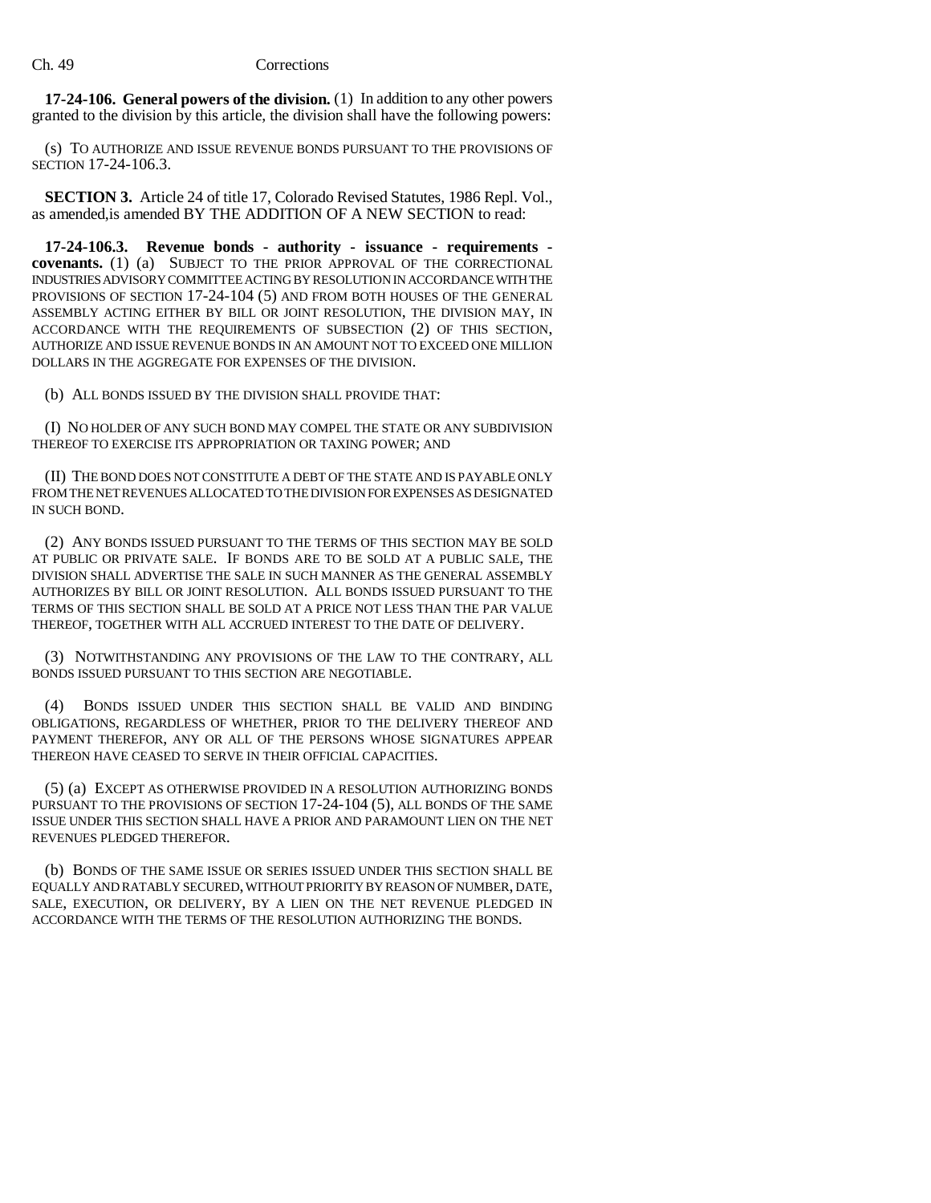**17-24-106. General powers of the division.** (1) In addition to any other powers granted to the division by this article, the division shall have the following powers:

(s) TO AUTHORIZE AND ISSUE REVENUE BONDS PURSUANT TO THE PROVISIONS OF SECTION 17-24-106.3.

**SECTION 3.** Article 24 of title 17, Colorado Revised Statutes, 1986 Repl. Vol., as amended,is amended BY THE ADDITION OF A NEW SECTION to read:

**17-24-106.3. Revenue bonds - authority - issuance - requirements - covenants.** (1) (a) SUBJECT TO THE PRIOR APPROVAL OF THE CORRECTIONAL INDUSTRIES ADVISORY COMMITTEE ACTING BY RESOLUTION IN ACCORDANCE WITH THE PROVISIONS OF SECTION 17-24-104 (5) AND FROM BOTH HOUSES OF THE GENERAL ASSEMBLY ACTING EITHER BY BILL OR JOINT RESOLUTION, THE DIVISION MAY, IN ACCORDANCE WITH THE REQUIREMENTS OF SUBSECTION (2) OF THIS SECTION, AUTHORIZE AND ISSUE REVENUE BONDS IN AN AMOUNT NOT TO EXCEED ONE MILLION DOLLARS IN THE AGGREGATE FOR EXPENSES OF THE DIVISION.

(b) ALL BONDS ISSUED BY THE DIVISION SHALL PROVIDE THAT:

(I) NO HOLDER OF ANY SUCH BOND MAY COMPEL THE STATE OR ANY SUBDIVISION THEREOF TO EXERCISE ITS APPROPRIATION OR TAXING POWER; AND

(II) THE BOND DOES NOT CONSTITUTE A DEBT OF THE STATE AND IS PAYABLE ONLY FROM THE NET REVENUES ALLOCATED TO THE DIVISION FOR EXPENSES AS DESIGNATED IN SUCH BOND.

(2) ANY BONDS ISSUED PURSUANT TO THE TERMS OF THIS SECTION MAY BE SOLD AT PUBLIC OR PRIVATE SALE. IF BONDS ARE TO BE SOLD AT A PUBLIC SALE, THE DIVISION SHALL ADVERTISE THE SALE IN SUCH MANNER AS THE GENERAL ASSEMBLY AUTHORIZES BY BILL OR JOINT RESOLUTION. ALL BONDS ISSUED PURSUANT TO THE TERMS OF THIS SECTION SHALL BE SOLD AT A PRICE NOT LESS THAN THE PAR VALUE THEREOF, TOGETHER WITH ALL ACCRUED INTEREST TO THE DATE OF DELIVERY.

(3) NOTWITHSTANDING ANY PROVISIONS OF THE LAW TO THE CONTRARY, ALL BONDS ISSUED PURSUANT TO THIS SECTION ARE NEGOTIABLE.

(4) BONDS ISSUED UNDER THIS SECTION SHALL BE VALID AND BINDING OBLIGATIONS, REGARDLESS OF WHETHER, PRIOR TO THE DELIVERY THEREOF AND PAYMENT THEREFOR, ANY OR ALL OF THE PERSONS WHOSE SIGNATURES APPEAR THEREON HAVE CEASED TO SERVE IN THEIR OFFICIAL CAPACITIES.

(5) (a) EXCEPT AS OTHERWISE PROVIDED IN A RESOLUTION AUTHORIZING BONDS PURSUANT TO THE PROVISIONS OF SECTION 17-24-104 (5), ALL BONDS OF THE SAME ISSUE UNDER THIS SECTION SHALL HAVE A PRIOR AND PARAMOUNT LIEN ON THE NET REVENUES PLEDGED THEREFOR.

(b) BONDS OF THE SAME ISSUE OR SERIES ISSUED UNDER THIS SECTION SHALL BE EQUALLY AND RATABLY SECURED, WITHOUT PRIORITY BY REASON OF NUMBER, DATE, SALE, EXECUTION, OR DELIVERY, BY A LIEN ON THE NET REVENUE PLEDGED IN ACCORDANCE WITH THE TERMS OF THE RESOLUTION AUTHORIZING THE BONDS.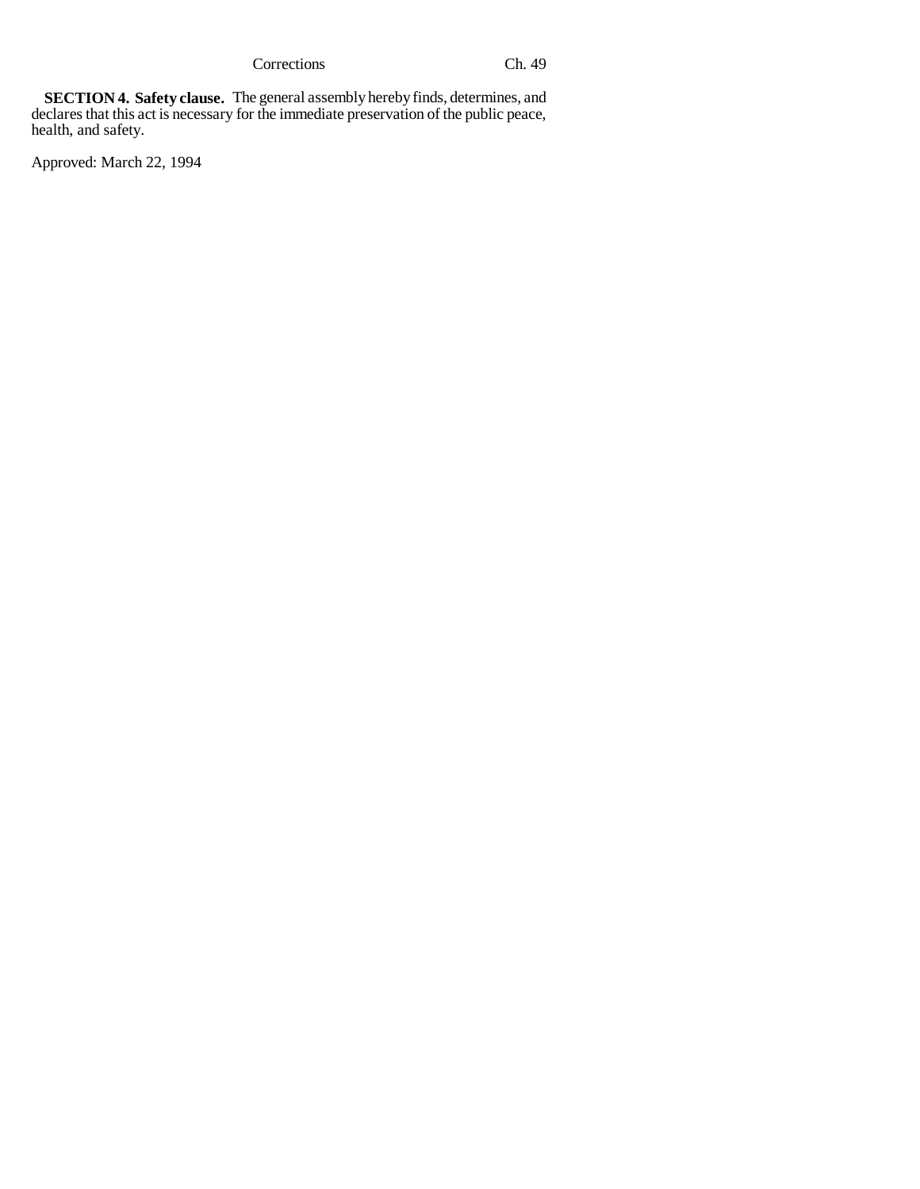**SECTION 4. Safety clause.** The general assembly hereby finds, determines, and declares that this act is necessary for the immediate preservation of the public peace, health, and safety.

Approved: March 22, 1994